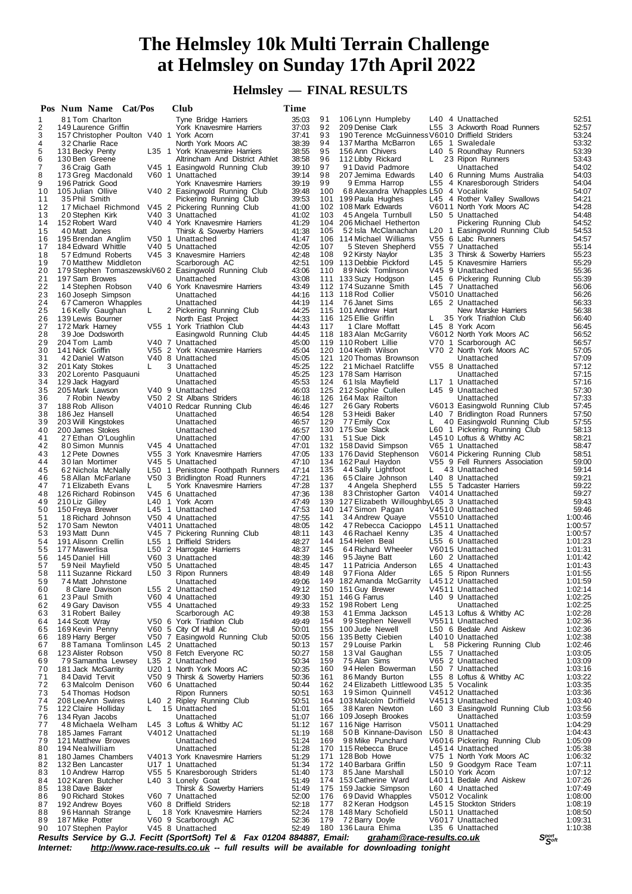# The Helmsley 10k Multi Terrain Challenge at Helmsley on Sunday 17th April 2022

## Helmsley — FINAL RESULTS

| Pos | Num | Name | Cat/Pos | Club | Time |
|---|---|---|---|---|---|
| 1 | 81 | Tom Charlton | | Tyne Bridge Harriers | 35:03 |
| 2 | 149 | Laurence Griffin | | York Knavesmire Harriers | 37:03 |
| 3 | 157 | Christopher Poulton | V40 1 | York Acorn | 37:41 |
| 4 | 32 | Charlie Race | | North York Moors AC | 38:39 |
| 5 | 131 | Becky Penty | L35 1 | York Knavesmire Harriers | 38:55 |
| 6 | 130 | Ben Greene | | Altrincham And District Athlet | 38:58 |
| 7 | 36 | Craig Gath | V45 1 | Easingwold Running Club | 39:10 |
| 8 | 173 | Greg Macdonald | V60 1 | Unattached | 39:14 |
| 9 | 196 | Patrick Good | | York Knavesmire Harriers | 39:19 |
| 10 | 105 | Julian Ollive | V40 2 | Easingwold Running Club | 39:48 |
| 11 | 35 | Phil Smith | | Pickering Running Club | 39:53 |
| 12 | 17 | Michael Richmond | V45 2 | Pickering Running Club | 41:00 |
| 13 | 20 | Stephen Kirk | V40 3 | Unattached | 41:02 |
| 14 | 152 | Robert Ward | V40 4 | York Knavesmire Harriers | 41:29 |
| 15 | 40 | Matt Jones | | Thirsk & Sowerby Harriers | 41:38 |
| 16 | 195 | Brendan Anglim | V50 1 | Unattached | 41:47 |
| 17 | 184 | Edward Whittle | V40 5 | Unattached | 42:05 |
| 18 | 57 | Edmund Roberts | V45 3 | Knavesmire Harriers | 42:48 |
| 19 | 70 | Matthew Middleton | | Scarborough AC | 42:51 |
| 20 | 179 | Stephen Tomaszewski | V60 2 | Easingwold Running Club | 43:06 |
| 21 | 197 | Sam Browes | | Unattached | 43:08 |
| 22 | 14 | Stephen Robson | V40 6 | York Knavesmire Harriers | 43:49 |
| 23 | 160 | Joseph Simpson | | Unattached | 44:16 |
| 24 | 67 | Cameron Whapples | | Unattached | 44:19 |
| 25 | 16 | Kelly Gaughan | L 2 | Pickering Running Club | 44:25 |
| 26 | 139 | Lewis Bourner | | North East Project | 44:33 |
| 27 | 172 | Mark Harney | V55 1 | York Triathlon Club | 44:43 |
| 28 | 39 | Joe Dodsworth | | Easingwold Running Club | 44:45 |
| 29 | 204 | Tom Lamb | V40 7 | Unattached | 45:00 |
| 30 | 141 | Nick Griffin | V55 2 | York Knavesmire Harriers | 45:04 |
| 31 | 42 | Daniel Watson | V40 8 | Unattached | 45:05 |
| 32 | 201 | Katy Stokes | L 3 | Unattached | 45:25 |
| 33 | 202 | Lorento Pasquauni | | Unattached | 45:25 |
| 34 | 129 | Jack Hagyard | | Unattached | 45:53 |
| 35 | 205 | Mark Lawson | V40 9 | Unattached | 46:03 |
| 36 | 7 | Robin Newby | V50 2 | St Albans Striders | 46:18 |
| 37 | 188 | Rob Allison | V40 10 | Redcar Running Club | 46:46 |
| 38 | 186 | Jez Hansell | | Unattached | 46:54 |
| 39 | 203 | Will Kingstokes | | Unattached | 46:57 |
| 40 | 200 | James Stokes | | Unattached | 46:57 |
| 41 | 27 | Ethan O'Loughlin | | Unattached | 47:00 |
| 42 | 80 | Simon Munnis | V45 4 | Unattached | 47:01 |
| 43 | 12 | Pete Downes | V55 3 | York Knavesmire Harriers | 47:05 |
| 44 | 30 | Ian Mortimer | V45 5 | Unattached | 47:10 |
| 45 | 62 | Nichola McNally | L50 1 | Penistone Footpath Runners | 47:14 |
| 46 | 58 | Allan McFarlane | V50 3 | Bridlington Road Runners | 47:21 |
| 47 | 71 | Elizabeth Evans | L 5 | York Knavesmire Harriers | 47:28 |
| 48 | 126 | Richard Robinson | V45 6 | Unattached | 47:36 |
| 49 | 210 | Liz Gilley | L40 1 | York Acorn | 47:49 |
| 50 | 150 | Freya Brewer | L45 1 | Unattached | 47:53 |
| 51 | 18 | Richard Johnson | V50 4 | Unattached | 47:55 |
| 52 | 170 | Sam Newton | V40 11 | Unattached | 48:05 |
| 53 | 193 | Matt Dunn | V45 7 | Pickering Running Club | 48:11 |
| 54 | 191 | Alisonn Crellin | L55 1 | Driffield Striders | 48:27 |
| 55 | 177 | Mawerlisa | L50 2 | Harrogate Harrierrs | 48:37 |
| 56 | 145 | Daniel Hill | V60 3 | Unattached | 48:39 |
| 57 | 59 | Neil Mayfield | V50 5 | Unattached | 48:45 |
| 58 | 111 | Suzanne Rickard | L50 3 | Ripon Runners | 48:49 |
| 59 | 74 | Matt Johnstone | | Unattached | 49:06 |
| 60 | 8 | Clare Davison | L55 2 | Unattached | 49:12 |
| 61 | 23 | Paul Smith | V60 4 | Unattached | 49:30 |
| 62 | 49 | Gary Davison | V55 4 | Unattached | 49:33 |
| 63 | 31 | Robert Bailey | | Scarborough AC | 49:38 |
| 64 | 144 | Scott Wray | V50 6 | York Triathlon Club | 49:49 |
| 65 | 169 | Kevin Penny | V60 5 | City Of Hull Ac | 50:01 |
| 66 | 189 | Harry Berger | V50 7 | Easingwold Running Club | 50:05 |
| 67 | 88 | Tamana Tomlinson | L45 2 | Unattached | 50:13 |
| 68 | 123 | Alister Robson | V50 8 | Fetch Everyone RC | 50:27 |
| 69 | 79 | Samantha Lewsey | L35 2 | Unattached | 50:34 |
| 70 | 181 | Jack McGarrity | U20 1 | North York Moors AC | 50:35 |
| 71 | 84 | David Tervit | V50 9 | Thirsk & Sowerby Harriers | 50:36 |
| 72 | 63 | Malcolm Denison | V60 6 | Unattached | 50:44 |
| 73 | 54 | Thomas Hodson | | Ripon Runners | 50:51 |
| 74 | 208 | LeeAnn Swires | L40 2 | Ripley Running Club | 50:51 |
| 75 | 122 | Claire Holliday | L 15 | Unattached | 51:01 |
| 76 | 134 | Ryan Jacobs | | Unattached | 51:07 |
| 77 | 48 | Michaela Welham | L45 3 | Loftus & Whitby AC | 51:12 |
| 78 | 185 | James Farrant | V40 12 | Unattached | 51:19 |
| 79 | 121 | Matthew Browes | | Unattached | 51:24 |
| 80 | 194 | Nealwilliam | | Unattached | 51:28 |
| 81 | 180 | James Chambers | V40 13 | York Knavesmire Harriers | 51:29 |
| 82 | 132 | Ben Lancaster | U17 1 | Unattached | 51:34 |
| 83 | 10 | Andrew Harrop | V55 5 | Knaresborough Striders | 51:40 |
| 84 | 102 | Karen Butcher | L40 3 | Lonely Goat | 51:49 |
| 85 | 138 | Dave Baker | | Thirsk & Sowerby Harriers | 51:49 |
| 86 | 90 | Richard Stokes | V60 7 | Unattached | 52:00 |
| 87 | 192 | Andrew Boyes | V60 8 | Driffield Striders | 52:18 |
| 88 | 96 | Hannah Strange | L 18 | York Knavesmire Harriers | 52:24 |
| 89 | 187 | Mike Potter | V60 9 | Scarborough AC | 52:36 |
| 90 | 107 | Stephen Paylor | V45 8 | Unattached | 52:49 |
| 91 | 106 | Lynn Humpleby | L40 4 | Unattached | 52:51 |
| 92 | 209 | Denise Clark | L55 3 | Ackworth Road Runners | 52:57 |
| 93 | 190 | Terence McGuinness | V60 10 | Driffield Striders | 53:24 |
| 94 | 137 | Martha McBarron | L65 1 | Swaledale | 53:32 |
| 95 | 156 | Ann Chivers | L40 5 | Roundhay Runners | 53:39 |
| 96 | 112 | Libby Rickard | L 23 | Ripon Runners | 53:43 |
| 97 | 91 | David Padmore | | Unattached | 54:02 |
| 98 | 207 | Jemima Edwards | L40 6 | Running Mums Australia | 54:03 |
| 99 | 9 | Emma Harrop | L55 4 | Knaresborough Striders | 54:04 |
| 100 | 68 | Alexandra Whapples | L50 4 | Vocalink | 54:07 |
| 101 | 199 | Paula Hughes | L45 4 | Rother Valley Swallows | 54:21 |
| 102 | 108 | Mark Edwards | V60 11 | North York Moors AC | 54:28 |
| 103 | 45 | Angela Turnbull | L50 5 | Unattached | 54:48 |
| 104 | 206 | Michael Hetherton | | Pickering Running Club | 54:52 |
| 105 | 52 | Isla McClanachan | L20 1 | Easingwold Running Club | 54:53 |
| 106 | 114 | Michael Williams | V55 6 | Labc Runners | 54:57 |
| 107 | 5 | Steven Shepherd | V55 7 | Unattached | 55:14 |
| 108 | 92 | Kirsty Naylor | L35 3 | Thirsk & Sowerby Harriers | 55:23 |
| 109 | 113 | Debbie Pickford | L45 5 | Knavesmire Harriers | 55:29 |
| 110 | 89 | Nick Tomlinson | V45 9 | Unattached | 55:36 |
| 111 | 133 | Suzy Hodgson | L45 6 | Pickering Running Club | 55:39 |
| 112 | 174 | Suzanne Smith | L45 7 | Unattached | 56:06 |
| 113 | 118 | Rod Collier | V50 10 | Unattached | 56:26 |
| 114 | 76 | Janet Sims | L65 2 | Unattached | 56:33 |
| 115 | 101 | Andrew Hart | | New Marske Harriers | 56:38 |
| 116 | 125 | Ellie Griffin | L 35 | York Triathlon Club | 56:40 |
| 117 | 1 | Clare Moffatt | L45 8 | York Acorn | 56:45 |
| 118 | 183 | Alan McGarrity | V60 12 | North York Moors AC | 56:52 |
| 119 | 110 | Robert Lillie | V70 1 | Scarborough AC | 56:57 |
| 120 | 104 | Keith Wilson | V70 2 | North York Moors AC | 57:05 |
| 121 | 120 | Thomas Brownson | | Unattached | 57:09 |
| 122 | 21 | Michael Ratcliffe | V55 8 | Unattached | 57:12 |
| 123 | 178 | Sam Harrison | | Unattached | 57:15 |
| 124 | 61 | Isla Mayfield | L17 1 | Unattached | 57:16 |
| 125 | 212 | Sophie Cullen | L45 9 | Unattached | 57:30 |
| 126 | 164 | Max Railton | | Unattached | 57:33 |
| 127 | 26 | Gary Roberts | V60 13 | Easingwold Running Club | 57:45 |
| 128 | 53 | Heidi Baker | L40 7 | Bridlington Road Runners | 57:50 |
| 129 | 77 | Emily Cox | L 40 | Easingwold Running Club | 57:55 |
| 130 | 175 | Sue Slack | L60 1 | Pickering Running Club | 58:13 |
| 131 | 51 | Sue Dick | L45 10 | Loftus & Whitby AC | 58:21 |
| 132 | 158 | David Simpson | V65 1 | Unattached | 58:47 |
| 133 | 176 | David Stephenson | V60 14 | Pickering Running Club | 58:51 |
| 134 | 162 | Paul Haydon | V55 9 | Fell Runners Association | 59:00 |
| 135 | 44 | Sally Lightfoot | L 43 | Unattached | 59:14 |
| 136 | 65 | Claire Johnson | L40 8 | Unattached | 59:21 |
| 137 | 4 | Angela Shepherd | L55 5 | Tadcaster Harriers | 59:22 |
| 138 | 83 | Christopher Garton | V40 14 | Unattached | 59:27 |
| 139 | 127 | Elizabeth Willoughby | L65 3 | Unattached | 59:43 |
| 140 | 147 | Simon Pagan | V45 10 | Unattached | 59:46 |
| 141 | 34 | Andrew Quaye | V55 10 | Unattached | 1:00:46 |
| 142 | 47 | Rebecca Cacioppo | L45 11 | Unattached | 1:00:57 |
| 143 | 46 | Rachael Kenny | L35 4 | Unattached | 1:00:57 |
| 144 | 154 | Helen Beal | L55 6 | Unattached | 1:01:23 |
| 145 | 64 | Richard Wheeler | V60 15 | Unattached | 1:01:31 |
| 146 | 95 | Jayne Batt | L60 2 | Unattached | 1:01:42 |
| 147 | 11 | Patricia Anderson | L65 4 | Unattached | 1:01:43 |
| 148 | 97 | Fiona Alder | L65 5 | Ripon Runners | 1:01:55 |
| 149 | 182 | Amanda McGarrity | L45 12 | Unattached | 1:01:59 |
| 150 | 151 | Guy Brewer | V45 11 | Unattached | 1:02:14 |
| 151 | 146 | G Farrus | L40 9 | Unattached | 1:02:25 |
| 152 | 198 | Robert Leng | | Unattached | 1:02:25 |
| 153 | 41 | Emma Jackson | L45 13 | Loftus & Whitby AC | 1:02:28 |
| 154 | 99 | Stephen Newell | V55 11 | Unattached | 1:02:36 |
| 155 | 100 | Jude Newell | L50 6 | Bedale And Aiskew | 1:02:36 |
| 156 | 135 | Betty Ciebien | L40 10 | Unattached | 1:02:38 |
| 157 | 29 | Louise Parkin | L 58 | Pickering Running Club | 1:02:46 |
| 158 | 13 | Val Gaughan | L55 7 | Unattached | 1:03:05 |
| 159 | 75 | Alan Sims | V65 2 | Unattached | 1:03:09 |
| 160 | 94 | Helen Bowerman | L50 7 | Unattached | 1:03:16 |
| 161 | 86 | Mandy Burton | L55 8 | Loftus & Whitby AC | 1:03:22 |
| 162 | 24 | Elizabeth Littlewood | L35 5 | Vocalink | 1:03:35 |
| 163 | 19 | Simon Quinnell | V45 12 | Unattached | 1:03:36 |
| 164 | 103 | Malcolm Driffield | V45 13 | Unattached | 1:03:40 |
| 165 | 38 | Karen Newton | L60 3 | Easingwold Running Club | 1:03:56 |
| 166 | 109 | Joseph Brookes | | Unattached | 1:03:59 |
| 167 | 116 | Nige Harrison | V50 11 | Unattached | 1:04:29 |
| 168 | 50 | B Kinnane-Davison | L50 8 | Unattached | 1:04:43 |
| 169 | 98 | Mike Punchard | V60 16 | Pickering Running Club | 1:05:09 |
| 170 | 115 | Rebecca Bruce | L45 14 | Unattached | 1:05:38 |
| 171 | 128 | Bob Howe | V75 1 | North York Moors AC | 1:06:32 |
| 172 | 140 | Barbara Griffin | L50 9 | Goodgym Race Team | 1:07:11 |
| 173 | 85 | Jane Marshall | L50 10 | York Acorn | 1:07:12 |
| 174 | 153 | Catherine Ward | L40 11 | Bedale And Aiskew | 1:07:26 |
| 175 | 159 | Jackie Simpson | L60 4 | Unattached | 1:07:49 |
| 176 | 69 | David Whapples | V50 12 | Vocalink | 1:08:00 |
| 177 | 82 | Keran Hodgson | L45 15 | Stockton Striders | 1:08:19 |
| 178 | 148 | Mary Schofield | L50 11 | Unattached | 1:08:50 |
| 179 | 72 | Barry Doyle | V60 17 | Unattached | 1:09:31 |
| 180 | 136 | Laura Ehima | L35 6 | Unattached | 1:10:38 |

***Results Service by G.J. Fecitt (SportSoft) Tel & Fax 01204 884887, Email: graham@race-results.co.uk***

***Internet: http://www.race-results.co.uk -- full results will be available for downloading tonight***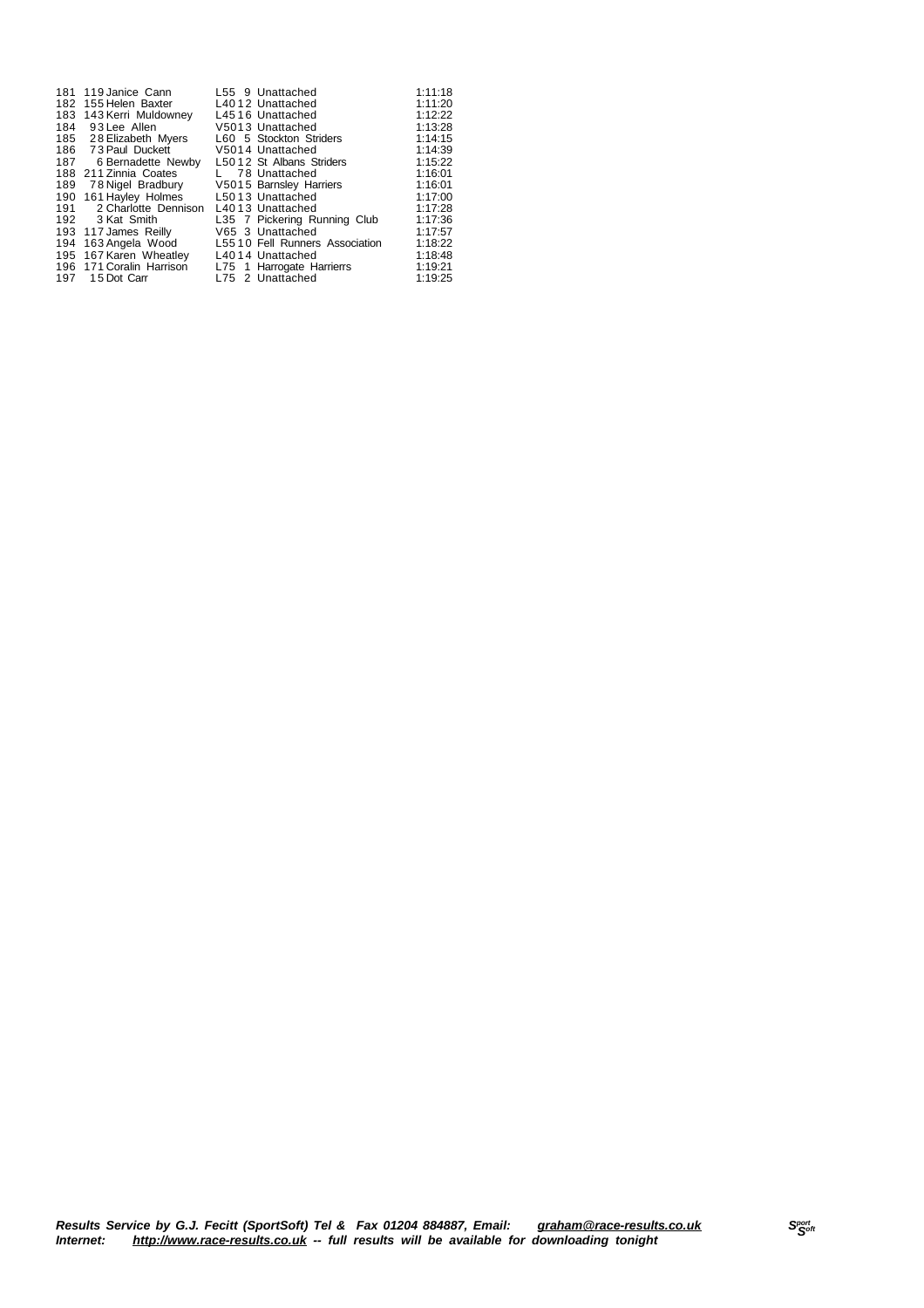| | | | | | | |
|---|---|---|---|---|---|---|
| 181 | 119 | Janice Cann | L55 | 9 | Unattached | 1:11:18 |
| 182 | 155 | Helen Baxter | L40 | 12 | Unattached | 1:11:20 |
| 183 | 143 | Kerri Muldowney | L45 | 16 | Unattached | 1:12:22 |
| 184 | 93 | Lee Allen | V50 | 13 | Unattached | 1:13:28 |
| 185 | 28 | Elizabeth Myers | L60 | 5 | Stockton Striders | 1:14:15 |
| 186 | 73 | Paul Duckett | V50 | 14 | Unattached | 1:14:39 |
| 187 | 6 | Bernadette Newby | L50 | 12 | St Albans Striders | 1:15:22 |
| 188 | 211 | Zinnia Coates | L | 78 | Unattached | 1:16:01 |
| 189 | 78 | Nigel Bradbury | V50 | 15 | Barnsley Harriers | 1:16:01 |
| 190 | 161 | Hayley Holmes | L50 | 13 | Unattached | 1:17:00 |
| 191 | 2 | Charlotte Dennison | L40 | 13 | Unattached | 1:17:28 |
| 192 | 3 | Kat Smith | L35 | 7 | Pickering Running Club | 1:17:36 |
| 193 | 117 | James Reilly | V65 | 3 | Unattached | 1:17:57 |
| 194 | 163 | Angela Wood | L55 | 10 | Fell Runners Association | 1:18:22 |
| 195 | 167 | Karen Wheatley | L40 | 14 | Unattached | 1:18:48 |
| 196 | 171 | Coralin Harrison | L75 | 1 | Harrogate Harrierrs | 1:19:21 |
| 197 | 15 | Dot Carr | L75 | 2 | Unattached | 1:19:25 |

***Results Service by G.J. Fecitt (SportSoft) Tel & Fax 01204 884887, Email: graham@race-results.co.uk***
***Internet: http://www.race-results.co.uk -- full results will be available for downloading tonight***